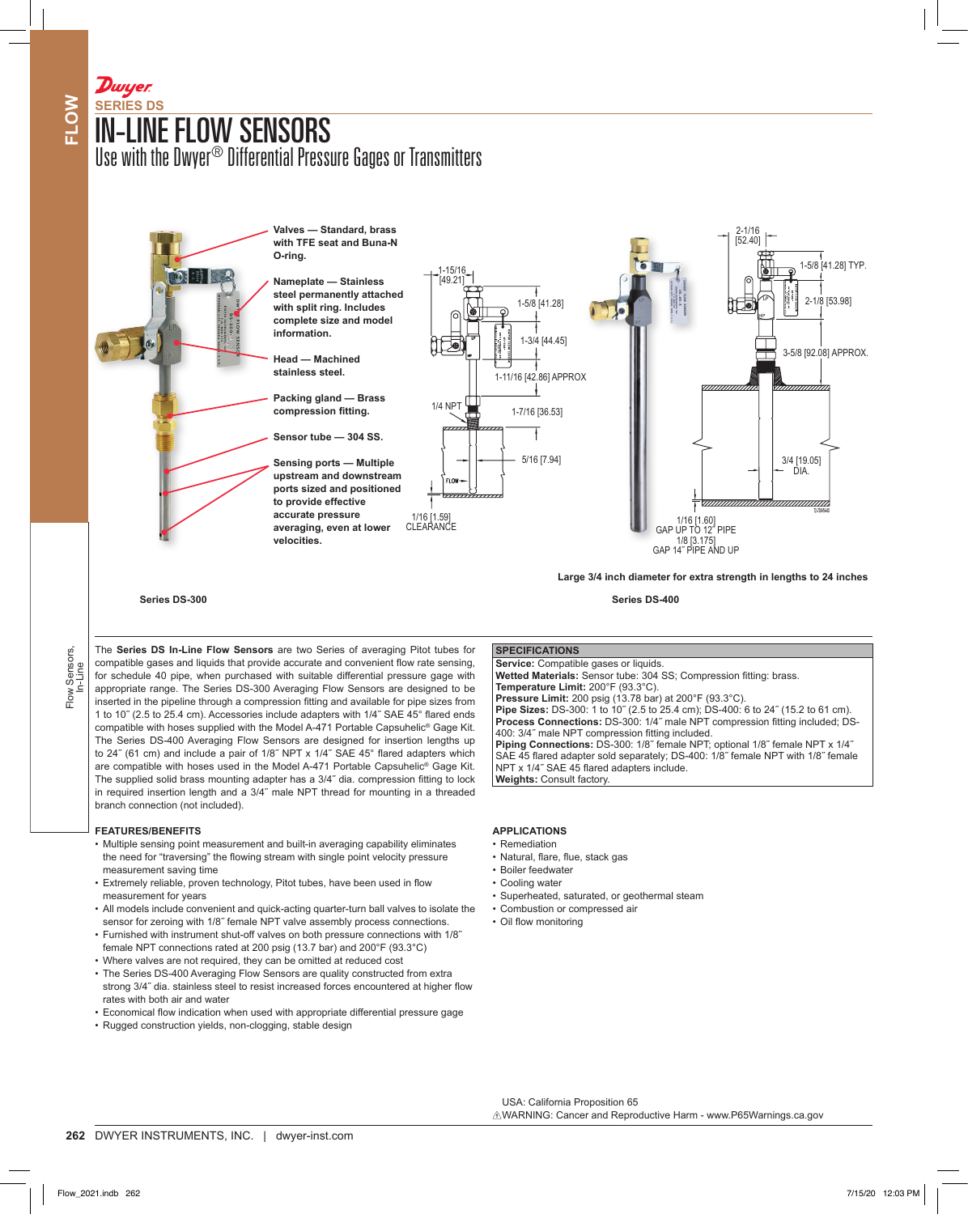# SERIES DS

# IN-LINE FLOW SENSORS

## Use with the Dwyer® Differential Pressure Gages or Transmitters

**Valves — Standard, brass with TFE seat and Buna-N O-ring.**

**Nameplate — Stainless steel permanently attached with split ring. Includes complete size and model information.**

**Head — Machined stainless steel.**

**Packing gland — Brass compression fitting.**

**Sensor tube — 304 SS.**

**Sensing ports — Multiple upstream and downstream ports sized and positioned to provide effective accurate pressure averaging, even at lower velocities.**

1-15/16 [49.21]
1-5/8 [41.28]
1-3/4 [44.45]
1-11/16 [42.86] APPROX
1/4 NPT
1-7/16 [36.53]
5/16 [7.94]
FLOW
1/16 [1.59] CLEARANCE

**Series DS-300**

2-1/16 [52.40]
1-5/8 [41.28] TYP.
2-1/8 [53.98]
3-5/8 [92.08] APPROX.
3/4 [19.05] DIA.
1/16 [1.60] GAP UP TO 12˝ PIPE
1/8 [3.175] GAP 14˝ PIPE AND UP

**Large 3/4 inch diameter for extra strength in lengths to 24 inches**

**Series DS-400**

The **Series DS In-Line Flow Sensors** are two Series of averaging Pitot tubes for compatible gases and liquids that provide accurate and convenient flow rate sensing, for schedule 40 pipe, when purchased with suitable differential pressure gage with appropriate range. The Series DS-300 Averaging Flow Sensors are designed to be inserted in the pipeline through a compression fitting and available for pipe sizes from 1 to 10˝ (2.5 to 25.4 cm). Accessories include adapters with 1/4˝ SAE 45° flared ends compatible with hoses supplied with the Model A-471 Portable Capsuhelic® Gage Kit. The Series DS-400 Averaging Flow Sensors are designed for insertion lengths up to 24˝ (61 cm) and include a pair of 1/8˝ NPT x 1/4˝ SAE 45° flared adapters which are compatible with hoses used in the Model A-471 Portable Capsuhelic® Gage Kit. The supplied solid brass mounting adapter has a 3/4˝ dia. compression fitting to lock in required insertion length and a 3/4˝ male NPT thread for mounting in a threaded branch connection (not included).

### SPECIFICATIONS

**Service:** Compatible gases or liquids.
**Wetted Materials:** Sensor tube: 304 SS; Compression fitting: brass.
**Temperature Limit:** 200°F (93.3°C).
**Pressure Limit:** 200 psig (13.78 bar) at 200°F (93.3°C).
**Pipe Sizes:** DS-300: 1 to 10˝ (2.5 to 25.4 cm); DS-400: 6 to 24˝ (15.2 to 61 cm).
**Process Connections:** DS-300: 1/4˝ male NPT compression fitting included; DS-400: 3/4˝ male NPT compression fitting included.
**Piping Connections:** DS-300: 1/8˝ female NPT; optional 1/8˝ female NPT x 1/4˝ SAE 45 flared adapter sold separately; DS-400: 1/8˝ female NPT with 1/8˝ female NPT x 1/4˝ SAE 45 flared adapters include.
**Weights:** Consult factory.

### FEATURES/BENEFITS

- Multiple sensing point measurement and built-in averaging capability eliminates the need for “traversing” the flowing stream with single point velocity pressure measurement saving time
- Extremely reliable, proven technology, Pitot tubes, have been used in flow measurement for years
- All models include convenient and quick-acting quarter-turn ball valves to isolate the sensor for zeroing with 1/8˝ female NPT valve assembly process connections.
- Furnished with instrument shut-off valves on both pressure connections with 1/8˝ female NPT connections rated at 200 psig (13.7 bar) and 200°F (93.3°C)
- Where valves are not required, they can be omitted at reduced cost
- The Series DS-400 Averaging Flow Sensors are quality constructed from extra strong 3/4˝ dia. stainless steel to resist increased forces encountered at higher flow rates with both air and water
- Economical flow indication when used with appropriate differential pressure gage
- Rugged construction yields, non-clogging, stable design

### APPLICATIONS

- Remediation
- Natural, flare, flue, stack gas
- Boiler feedwater
- Cooling water
- Superheated, saturated, or geothermal steam
- Combustion or compressed air
- Oil flow monitoring

USA: California Proposition 65
⚠WARNING: Cancer and Reproductive Harm - www.P65Warnings.ca.gov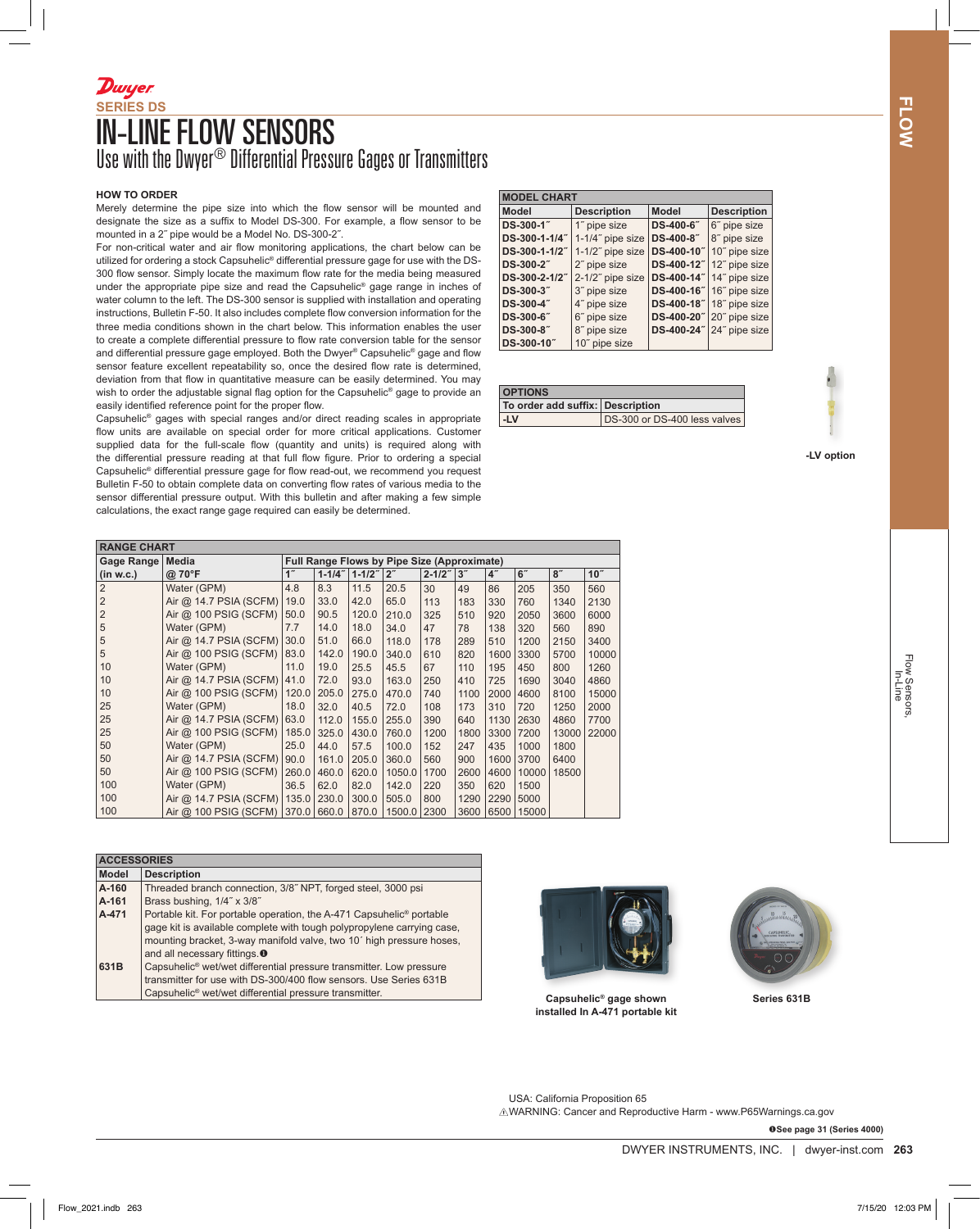Dwyer

SERIES DS

# IN-LINE FLOW SENSORS

## Use with the Dwyer® Differential Pressure Gages or Transmitters

### HOW TO ORDER

Merely determine the pipe size into which the flow sensor will be mounted and designate the size as a suffix to Model DS-300. For example, a flow sensor to be mounted in a 2″ pipe would be a Model No. DS-300-2″.

For non-critical water and air flow monitoring applications, the chart below can be utilized for ordering a stock Capsuhelic® differential pressure gage for use with the DS-300 flow sensor. Simply locate the maximum flow rate for the media being measured under the appropriate pipe size and read the Capsuhelic® gage range in inches of water column to the left. The DS-300 sensor is supplied with installation and operating instructions, Bulletin F-50. It also includes complete flow conversion information for the three media conditions shown in the chart below. This information enables the user to create a complete differential pressure to flow rate conversion table for the sensor and differential pressure gage employed. Both the Dwyer® Capsuhelic® gage and flow sensor feature excellent repeatability so, once the desired flow rate is determined, deviation from that flow in quantitative measure can be easily determined. You may wish to order the adjustable signal flag option for the Capsuhelic® gage to provide an easily identified reference point for the proper flow.

Capsuhelic® gages with special ranges and/or direct reading scales in appropriate flow units are available on special order for more critical applications. Customer supplied data for the full-scale flow (quantity and units) is required along with the differential pressure reading at that full flow figure. Prior to ordering a special Capsuhelic® differential pressure gage for flow read-out, we recommend you request Bulletin F-50 to obtain complete data on converting flow rates of various media to the sensor differential pressure output. With this bulletin and after making a few simple calculations, the exact range gage required can easily be determined.

**MODEL CHART**

| Model | Description | Model | Description |
|---|---|---|---|
| DS-300-1″ | 1″ pipe size | DS-400-6″ | 6″ pipe size |
| DS-300-1-1/4″ | 1-1/4″ pipe size | DS-400-8″ | 8″ pipe size |
| DS-300-1-1/2″ | 1-1/2″ pipe size | DS-400-10″ | 10″ pipe size |
| DS-300-2″ | 2″ pipe size | DS-400-12″ | 12″ pipe size |
| DS-300-2-1/2″ | 2-1/2″ pipe size | DS-400-14″ | 14″ pipe size |
| DS-300-3″ | 3″ pipe size | DS-400-16″ | 16″ pipe size |
| DS-300-4″ | 4″ pipe size | DS-400-18″ | 18″ pipe size |
| DS-300-6″ | 6″ pipe size | DS-400-20″ | 20″ pipe size |
| DS-300-8″ | 8″ pipe size | DS-400-24″ | 24″ pipe size |
| DS-300-10″ | 10″ pipe size | | |

**OPTIONS**

| To order add suffix: | Description |
|---|---|
| -LV | DS-300 or DS-400 less valves |

-LV option

**RANGE CHART**

| Gage Range (in w.c.) | Media @ 70°F | Full Range Flows by Pipe Size (Approximate) 1″ | 1-1/4″ | 1-1/2″ | 2″ | 2-1/2″ | 3″ | 4″ | 6″ | 8″ | 10″ |
|---|---|---|---|---|---|---|---|---|---|---|---|
| 2 | Water (GPM) | 4.8 | 8.3 | 11.5 | 20.5 | 30 | 49 | 86 | 205 | 350 | 560 |
| 2 | Air @ 14.7 PSIA (SCFM) | 19.0 | 33.0 | 42.0 | 65.0 | 113 | 183 | 330 | 760 | 1340 | 2130 |
| 2 | Air @ 100 PSIG (SCFM) | 50.0 | 90.5 | 120.0 | 210.0 | 325 | 510 | 920 | 2050 | 3600 | 6000 |
| 5 | Water (GPM) | 7.7 | 14.0 | 18.0 | 34.0 | 47 | 78 | 138 | 320 | 560 | 890 |
| 5 | Air @ 14.7 PSIA (SCFM) | 30.0 | 51.0 | 66.0 | 118.0 | 178 | 289 | 510 | 1200 | 2150 | 3400 |
| 5 | Air @ 100 PSIG (SCFM) | 83.0 | 142.0 | 190.0 | 340.0 | 610 | 820 | 1600 | 3300 | 5700 | 10000 |
| 10 | Water (GPM) | 11.0 | 19.0 | 25.5 | 45.5 | 67 | 110 | 195 | 450 | 800 | 1260 |
| 10 | Air @ 14.7 PSIA (SCFM) | 41.0 | 72.0 | 93.0 | 163.0 | 250 | 410 | 725 | 1690 | 3040 | 4860 |
| 10 | Air @ 100 PSIG (SCFM) | 120.0 | 205.0 | 275.0 | 470.0 | 740 | 1100 | 2000 | 4600 | 8100 | 15000 |
| 25 | Water (GPM) | 18.0 | 32.0 | 40.5 | 72.0 | 108 | 173 | 310 | 720 | 1250 | 2000 |
| 25 | Air @ 14.7 PSIA (SCFM) | 63.0 | 112.0 | 155.0 | 255.0 | 390 | 640 | 1130 | 2630 | 4860 | 7700 |
| 25 | Air @ 100 PSIG (SCFM) | 185.0 | 325.0 | 430.0 | 760.0 | 1200 | 1800 | 3300 | 7200 | 13000 | 22000 |
| 50 | Water (GPM) | 25.0 | 44.0 | 57.5 | 100.0 | 152 | 247 | 435 | 1000 | 1800 | |
| 50 | Air @ 14.7 PSIA (SCFM) | 90.0 | 161.0 | 205.0 | 360.0 | 560 | 900 | 1600 | 3700 | 6400 | |
| 50 | Air @ 100 PSIG (SCFM) | 260.0 | 460.0 | 620.0 | 1050.0 | 1700 | 2600 | 4600 | 10000 | 18500 | |
| 100 | Water (GPM) | 36.5 | 62.0 | 82.0 | 142.0 | 220 | 350 | 620 | 1500 | | |
| 100 | Air @ 14.7 PSIA (SCFM) | 135.0 | 230.0 | 300.0 | 505.0 | 800 | 1290 | 2290 | 5000 | | |
| 100 | Air @ 100 PSIG (SCFM) | 370.0 | 660.0 | 870.0 | 1500.0 | 2300 | 3600 | 6500 | 15000 | | |

**ACCESSORIES**

| Model | Description |
|---|---|
| A-160 | Threaded branch connection, 3/8″ NPT, forged steel, 3000 psi |
| A-161 | Brass bushing, 1/4″ x 3/8″ |
| A-471 | Portable kit. For portable operation, the A-471 Capsuhelic® portable gage kit is available complete with tough polypropylene carrying case, mounting bracket, 3-way manifold valve, two 10′ high pressure hoses, and all necessary fittings.❶ |
| 631B | Capsuhelic® wet/wet differential pressure transmitter. Low pressure transmitter for use with DS-300/400 flow sensors. Use Series 631B Capsuhelic® wet/wet differential pressure transmitter. |

Capsuhelic® gage shown installed In A-471 portable kit

Series 631B

USA: California Proposition 65
⚠WARNING: Cancer and Reproductive Harm - www.P65Warnings.ca.gov

❶See page 31 (Series 4000)